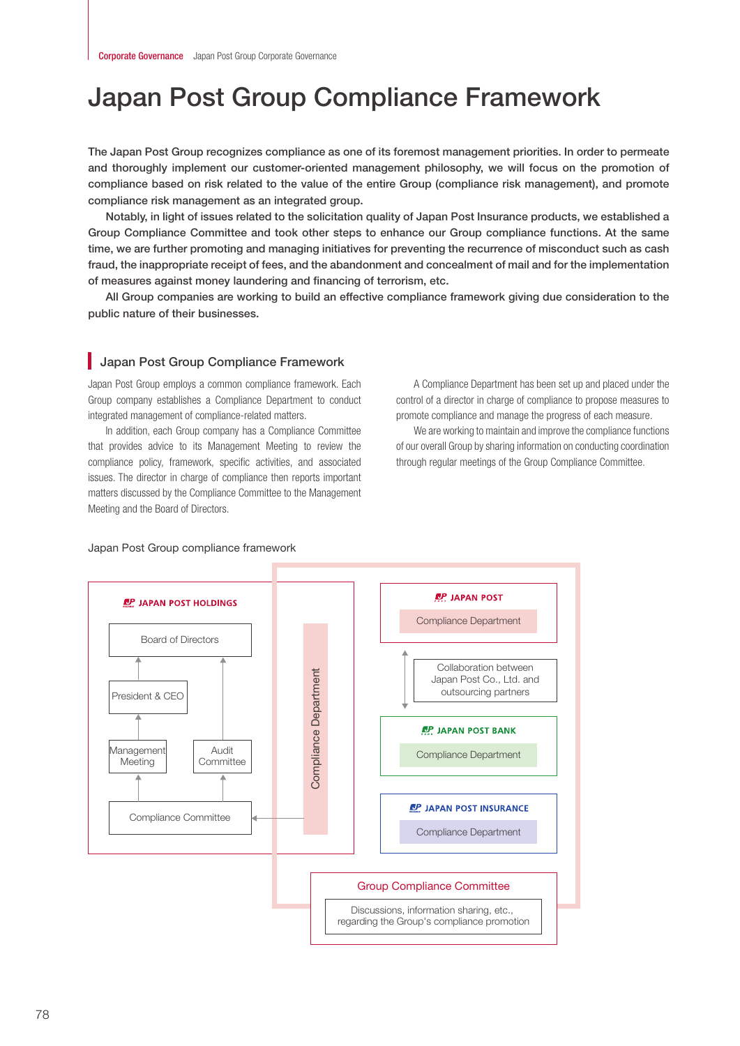# Japan Post Group Compliance Framework

The Japan Post Group recognizes compliance as one of its foremost management priorities. In order to permeate and thoroughly implement our customer-oriented management philosophy, we will focus on the promotion of compliance based on risk related to the value of the entire Group (compliance risk management), and promote compliance risk management as an integrated group.

Notably, in light of issues related to the solicitation quality of Japan Post Insurance products, we established a Group Compliance Committee and took other steps to enhance our Group compliance functions. At the same time, we are further promoting and managing initiatives for preventing the recurrence of misconduct such as cash fraud, the inappropriate receipt of fees, and the abandonment and concealment of mail and for the implementation of measures against money laundering and financing of terrorism, etc.

All Group companies are working to build an effective compliance framework giving due consideration to the public nature of their businesses.

## Japan Post Group Compliance Framework

Japan Post Group employs a common compliance framework. Each Group company establishes a Compliance Department to conduct integrated management of compliance-related matters.

In addition, each Group company has a Compliance Committee that provides advice to its Management Meeting to review the compliance policy, framework, specific activities, and associated issues. The director in charge of compliance then reports important matters discussed by the Compliance Committee to the Management Meeting and the Board of Directors.

A Compliance Department has been set up and placed under the control of a director in charge of compliance to propose measures to promote compliance and manage the progress of each measure.

We are working to maintain and improve the compliance functions of our overall Group by sharing information on conducting coordination through regular meetings of the Group Compliance Committee.

Japan Post Group compliance framework

**JAPAN POST HOLDINGS**
- Board of Directors
- President & CEO
- Management Meeting
- Audit Committee
- Compliance Committee
- Compliance Department

**JAPAN POST**
- Compliance Department
- Collaboration between Japan Post Co., Ltd. and outsourcing partners

**JAPAN POST BANK**
- Compliance Department

**JAPAN POST INSURANCE**
- Compliance Department

**Group Compliance Committee**
- Discussions, information sharing, etc., regarding the Group's compliance promotion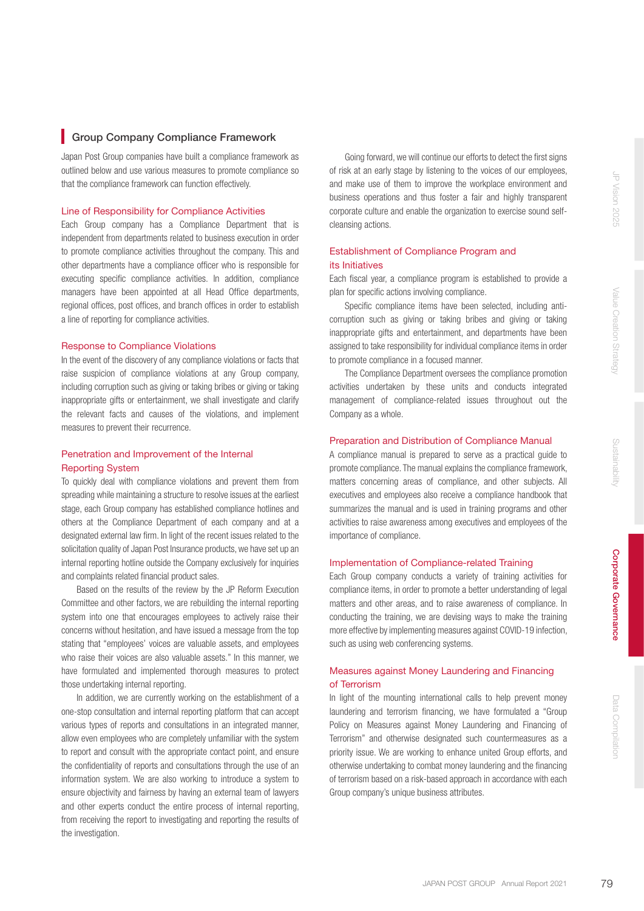## Group Company Compliance Framework

Japan Post Group companies have built a compliance framework as outlined below and use various measures to promote compliance so that the compliance framework can function effectively.

### Line of Responsibility for Compliance Activities

Each Group company has a Compliance Department that is independent from departments related to business execution in order to promote compliance activities throughout the company. This and other departments have a compliance officer who is responsible for executing specific compliance activities. In addition, compliance managers have been appointed at all Head Office departments, regional offices, post offices, and branch offices in order to establish a line of reporting for compliance activities.

### Response to Compliance Violations

In the event of the discovery of any compliance violations or facts that raise suspicion of compliance violations at any Group company, including corruption such as giving or taking bribes or giving or taking inappropriate gifts or entertainment, we shall investigate and clarify the relevant facts and causes of the violations, and implement measures to prevent their recurrence.

### Penetration and Improvement of the Internal Reporting System

To quickly deal with compliance violations and prevent them from spreading while maintaining a structure to resolve issues at the earliest stage, each Group company has established compliance hotlines and others at the Compliance Department of each company and at a designated external law firm. In light of the recent issues related to the solicitation quality of Japan Post Insurance products, we have set up an internal reporting hotline outside the Company exclusively for inquiries and complaints related financial product sales.

Based on the results of the review by the JP Reform Execution Committee and other factors, we are rebuilding the internal reporting system into one that encourages employees to actively raise their concerns without hesitation, and have issued a message from the top stating that "employees' voices are valuable assets, and employees who raise their voices are also valuable assets." In this manner, we have formulated and implemented thorough measures to protect those undertaking internal reporting.

In addition, we are currently working on the establishment of a one-stop consultation and internal reporting platform that can accept various types of reports and consultations in an integrated manner, allow even employees who are completely unfamiliar with the system to report and consult with the appropriate contact point, and ensure the confidentiality of reports and consultations through the use of an information system. We are also working to introduce a system to ensure objectivity and fairness by having an external team of lawyers and other experts conduct the entire process of internal reporting, from receiving the report to investigating and reporting the results of the investigation.

Going forward, we will continue our efforts to detect the first signs of risk at an early stage by listening to the voices of our employees, and make use of them to improve the workplace environment and business operations and thus foster a fair and highly transparent corporate culture and enable the organization to exercise sound self-cleansing actions.

### Establishment of Compliance Program and its Initiatives

Each fiscal year, a compliance program is established to provide a plan for specific actions involving compliance.

Specific compliance items have been selected, including anti-corruption such as giving or taking bribes and giving or taking inappropriate gifts and entertainment, and departments have been assigned to take responsibility for individual compliance items in order to promote compliance in a focused manner.

The Compliance Department oversees the compliance promotion activities undertaken by these units and conducts integrated management of compliance-related issues throughout out the Company as a whole.

### Preparation and Distribution of Compliance Manual

A compliance manual is prepared to serve as a practical guide to promote compliance. The manual explains the compliance framework, matters concerning areas of compliance, and other subjects. All executives and employees also receive a compliance handbook that summarizes the manual and is used in training programs and other activities to raise awareness among executives and employees of the importance of compliance.

### Implementation of Compliance-related Training

Each Group company conducts a variety of training activities for compliance items, in order to promote a better understanding of legal matters and other areas, and to raise awareness of compliance. In conducting the training, we are devising ways to make the training more effective by implementing measures against COVID-19 infection, such as using web conferencing systems.

### Measures against Money Laundering and Financing of Terrorism

In light of the mounting international calls to help prevent money laundering and terrorism financing, we have formulated a "Group Policy on Measures against Money Laundering and Financing of Terrorism" and otherwise designated such countermeasures as a priority issue. We are working to enhance united Group efforts, and otherwise undertaking to combat money laundering and the financing of terrorism based on a risk-based approach in accordance with each Group company's unique business attributes.